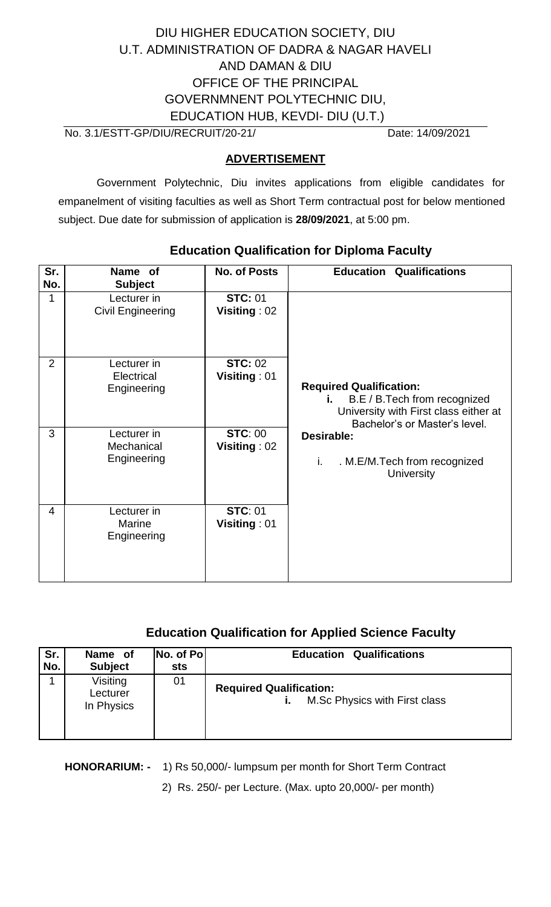DIU HIGHER EDUCATION SOCIETY, DIU
U.T. ADMINISTRATION OF DADRA & NAGAR HAVELI
AND DAMAN & DIU
OFFICE OF THE PRINCIPAL
GOVERNMNENT POLYTECHNIC DIU,
EDUCATION HUB, KEVDI- DIU (U.T.)

No. 3.1/ESTT-GP/DIU/RECRUIT/20-21/ Date: 14/09/2021

## ADVERTISEMENT

Government Polytechnic, Diu invites applications from eligible candidates for empanelment of visiting faculties as well as Short Term contractual post for below mentioned subject. Due date for submission of application is **28/09/2021**, at 5:00 pm.

### Education Qualification for Diploma Faculty

| Sr. No. | Name of Subject | No. of Posts | Education Qualifications |
|---|---|---|---|
| 1 | Lecturer in Civil Engineering | **STC:** 01<br>**Visiting** : 02 | **Required Qualification:**<br>**i.** B.E / B.Tech from recognized University with First class either at Bachelor's or Master's level.<br>**Desirable:**<br>i. . M.E/M.Tech from recognized University |
| 2 | Lecturer in Electrical Engineering | **STC:** 02<br>**Visiting** : 01 | |
| 3 | Lecturer in Mechanical Engineering | **STC**: 00<br>**Visiting** : 02 | |
| 4 | Lecturer in Marine Engineering | **STC**: 01<br>**Visiting** : 01 | |

### Education Qualification for Applied Science Faculty

| Sr. No. | Name of Subject | No. of Posts | Education Qualifications |
|---|---|---|---|
| 1 | Visiting Lecturer In Physics | 01 | **Required Qualification:**<br>**i.** M.Sc Physics with First class |

**HONORARIUM: -** 1) Rs 50,000/- lumpsum per month for Short Term Contract

2) Rs. 250/- per Lecture. (Max. upto 20,000/- per month)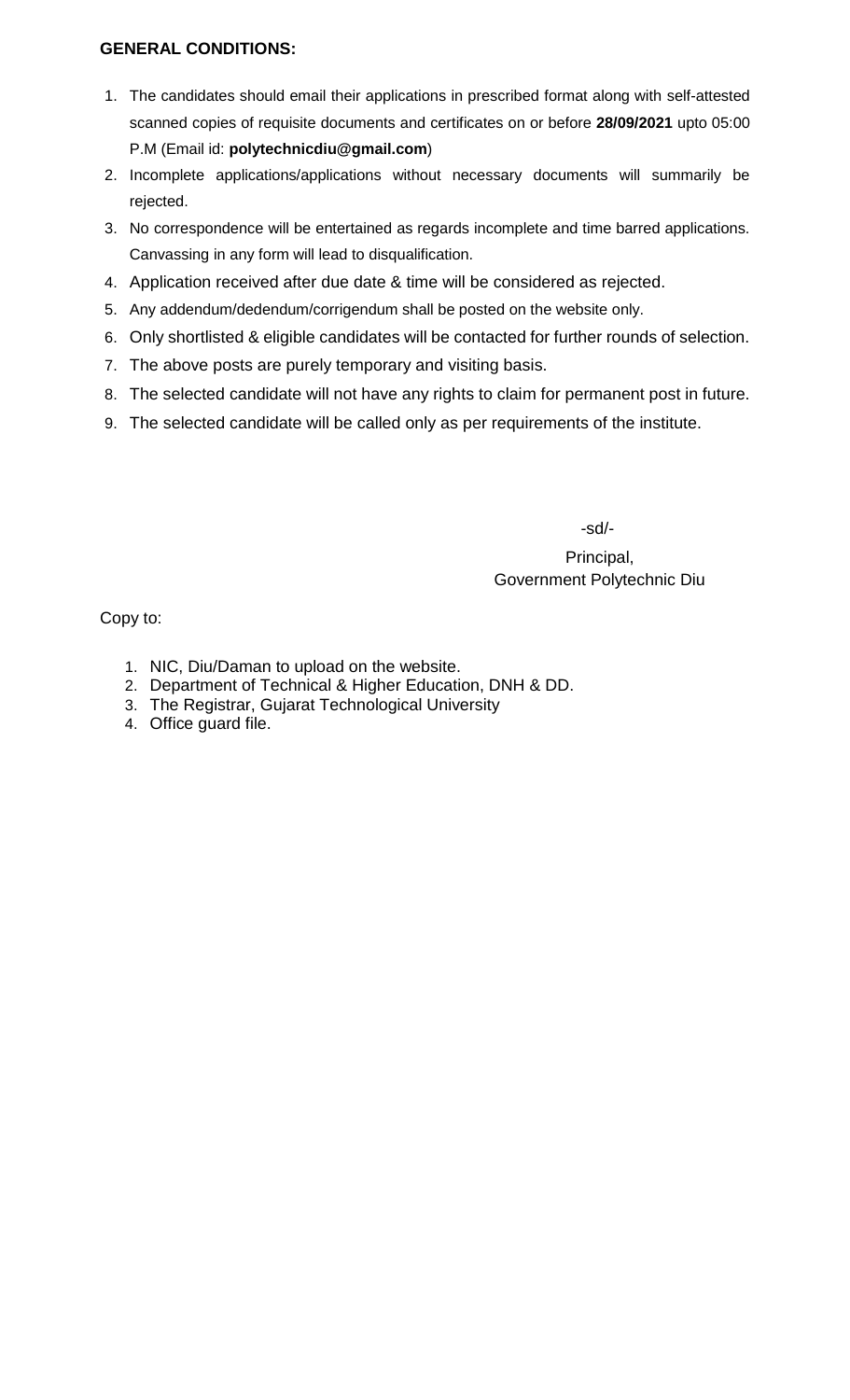**GENERAL CONDITIONS:**

1. The candidates should email their applications in prescribed format along with self-attested scanned copies of requisite documents and certificates on or before **28/09/2021** upto 05:00 P.M (Email id: **polytechnicdiu@gmail.com**)
2. Incomplete applications/applications without necessary documents will summarily be rejected.
3. No correspondence will be entertained as regards incomplete and time barred applications. Canvassing in any form will lead to disqualification.
4. Application received after due date & time will be considered as rejected.
5. Any addendum/dedendum/corrigendum shall be posted on the website only.
6. Only shortlisted & eligible candidates will be contacted for further rounds of selection.
7. The above posts are purely temporary and visiting basis.
8. The selected candidate will not have any rights to claim for permanent post in future.
9. The selected candidate will be called only as per requirements of the institute.

-sd/-

Principal,
Government Polytechnic Diu

Copy to:

1. NIC, Diu/Daman to upload on the website.
2. Department of Technical & Higher Education, DNH & DD.
3. The Registrar, Gujarat Technological University
4. Office guard file.